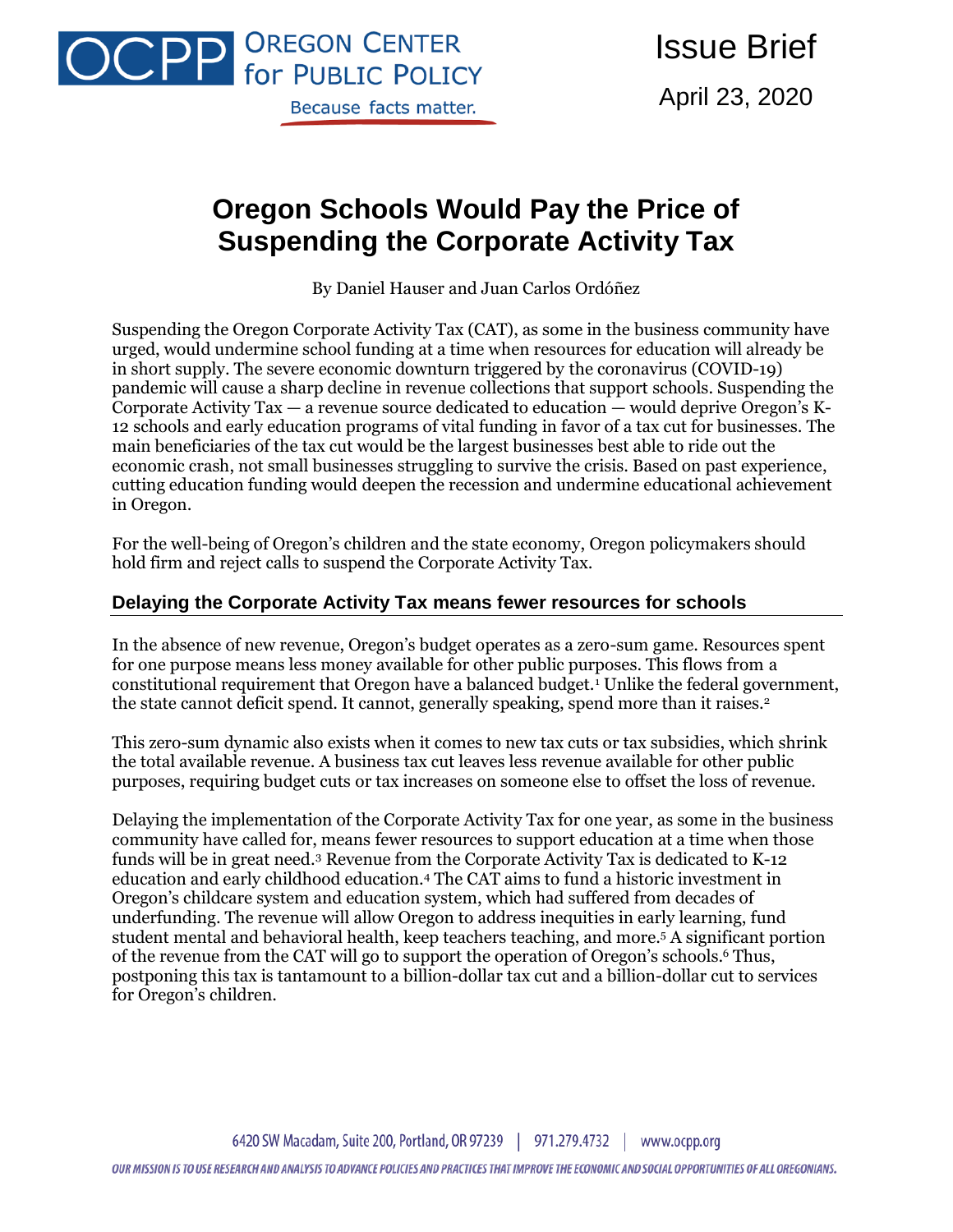Issue Brief

April 23, 2020

# Oregon Schools Would Pay the Price of Suspending the Corporate Activity Tax

By Daniel Hauser and Juan Carlos Ordóñez

Suspending the Oregon Corporate Activity Tax (CAT), as some in the business community have urged, would undermine school funding at a time when resources for education will already be in short supply. The severe economic downturn triggered by the coronavirus (COVID-19) pandemic will cause a sharp decline in revenue collections that support schools. Suspending the Corporate Activity Tax — a revenue source dedicated to education — would deprive Oregon's K-12 schools and early education programs of vital funding in favor of a tax cut for businesses. The main beneficiaries of the tax cut would be the largest businesses best able to ride out the economic crash, not small businesses struggling to survive the crisis. Based on past experience, cutting education funding would deepen the recession and undermine educational achievement in Oregon.

For the well-being of Oregon's children and the state economy, Oregon policymakers should hold firm and reject calls to suspend the Corporate Activity Tax.

## Delaying the Corporate Activity Tax means fewer resources for schools

In the absence of new revenue, Oregon's budget operates as a zero-sum game. Resources spent for one purpose means less money available for other public purposes. This flows from a constitutional requirement that Oregon have a balanced budget.[1] Unlike the federal government, the state cannot deficit spend. It cannot, generally speaking, spend more than it raises.[2]

This zero-sum dynamic also exists when it comes to new tax cuts or tax subsidies, which shrink the total available revenue. A business tax cut leaves less revenue available for other public purposes, requiring budget cuts or tax increases on someone else to offset the loss of revenue.

Delaying the implementation of the Corporate Activity Tax for one year, as some in the business community have called for, means fewer resources to support education at a time when those funds will be in great need.[3] Revenue from the Corporate Activity Tax is dedicated to K-12 education and early childhood education.[4] The CAT aims to fund a historic investment in Oregon's childcare system and education system, which had suffered from decades of underfunding. The revenue will allow Oregon to address inequities in early learning, fund student mental and behavioral health, keep teachers teaching, and more.[5] A significant portion of the revenue from the CAT will go to support the operation of Oregon's schools.[6] Thus, postponing this tax is tantamount to a billion-dollar tax cut and a billion-dollar cut to services for Oregon's children.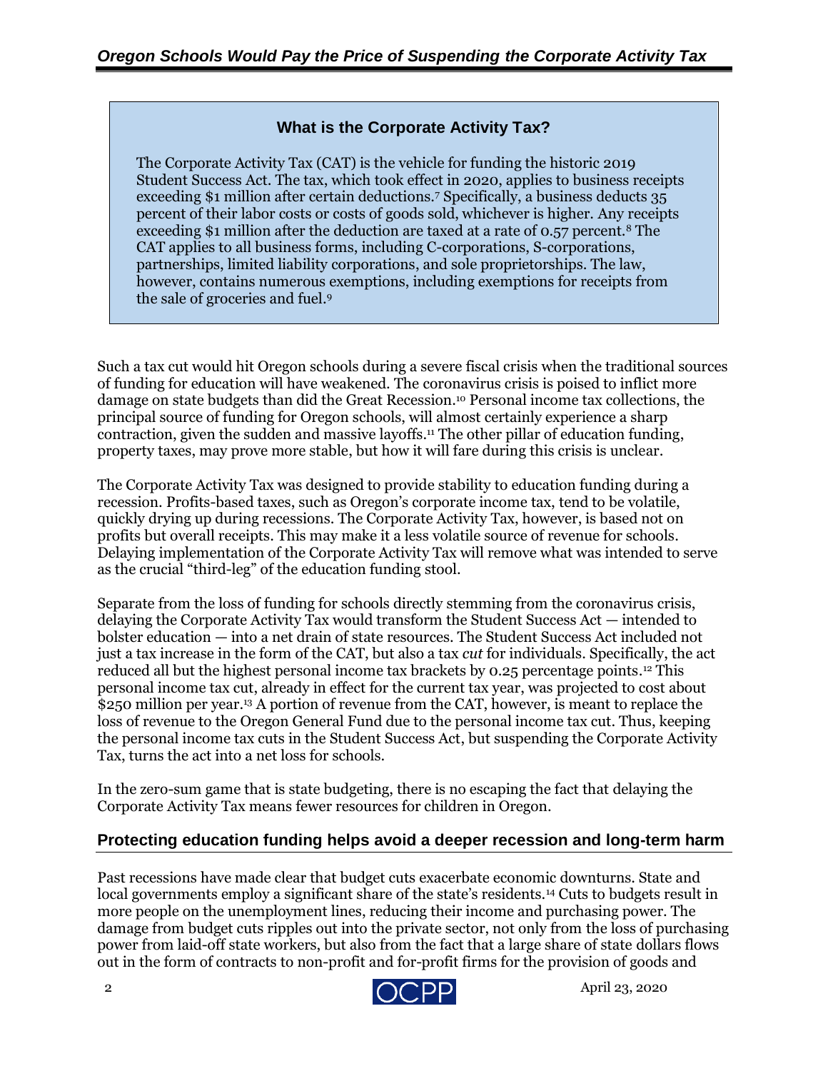### What is the Corporate Activity Tax?

The Corporate Activity Tax (CAT) is the vehicle for funding the historic 2019 Student Success Act. The tax, which took effect in 2020, applies to business receipts exceeding $1 million after certain deductions.[7] Specifically, a business deducts 35 percent of their labor costs or costs of goods sold, whichever is higher. Any receipts exceeding $1 million after the deduction are taxed at a rate of 0.57 percent.[8] The CAT applies to all business forms, including C-corporations, S-corporations, partnerships, limited liability corporations, and sole proprietorships. The law, however, contains numerous exemptions, including exemptions for receipts from the sale of groceries and fuel.[9]

Such a tax cut would hit Oregon schools during a severe fiscal crisis when the traditional sources of funding for education will have weakened. The coronavirus crisis is poised to inflict more damage on state budgets than did the Great Recession.[10] Personal income tax collections, the principal source of funding for Oregon schools, will almost certainly experience a sharp contraction, given the sudden and massive layoffs.[11] The other pillar of education funding, property taxes, may prove more stable, but how it will fare during this crisis is unclear.

The Corporate Activity Tax was designed to provide stability to education funding during a recession. Profits-based taxes, such as Oregon's corporate income tax, tend to be volatile, quickly drying up during recessions. The Corporate Activity Tax, however, is based not on profits but overall receipts. This may make it a less volatile source of revenue for schools. Delaying implementation of the Corporate Activity Tax will remove what was intended to serve as the crucial "third-leg" of the education funding stool.

Separate from the loss of funding for schools directly stemming from the coronavirus crisis, delaying the Corporate Activity Tax would transform the Student Success Act — intended to bolster education — into a net drain of state resources. The Student Success Act included not just a tax increase in the form of the CAT, but also a tax *cut* for individuals. Specifically, the act reduced all but the highest personal income tax brackets by 0.25 percentage points.[12] This personal income tax cut, already in effect for the current tax year, was projected to cost about $250 million per year.[13] A portion of revenue from the CAT, however, is meant to replace the loss of revenue to the Oregon General Fund due to the personal income tax cut. Thus, keeping the personal income tax cuts in the Student Success Act, but suspending the Corporate Activity Tax, turns the act into a net loss for schools.

In the zero-sum game that is state budgeting, there is no escaping the fact that delaying the Corporate Activity Tax means fewer resources for children in Oregon.

## Protecting education funding helps avoid a deeper recession and long-term harm

Past recessions have made clear that budget cuts exacerbate economic downturns. State and local governments employ a significant share of the state's residents.[14] Cuts to budgets result in more people on the unemployment lines, reducing their income and purchasing power. The damage from budget cuts ripples out into the private sector, not only from the loss of purchasing power from laid-off state workers, but also from the fact that a large share of state dollars flows out in the form of contracts to non-profit and for-profit firms for the provision of goods and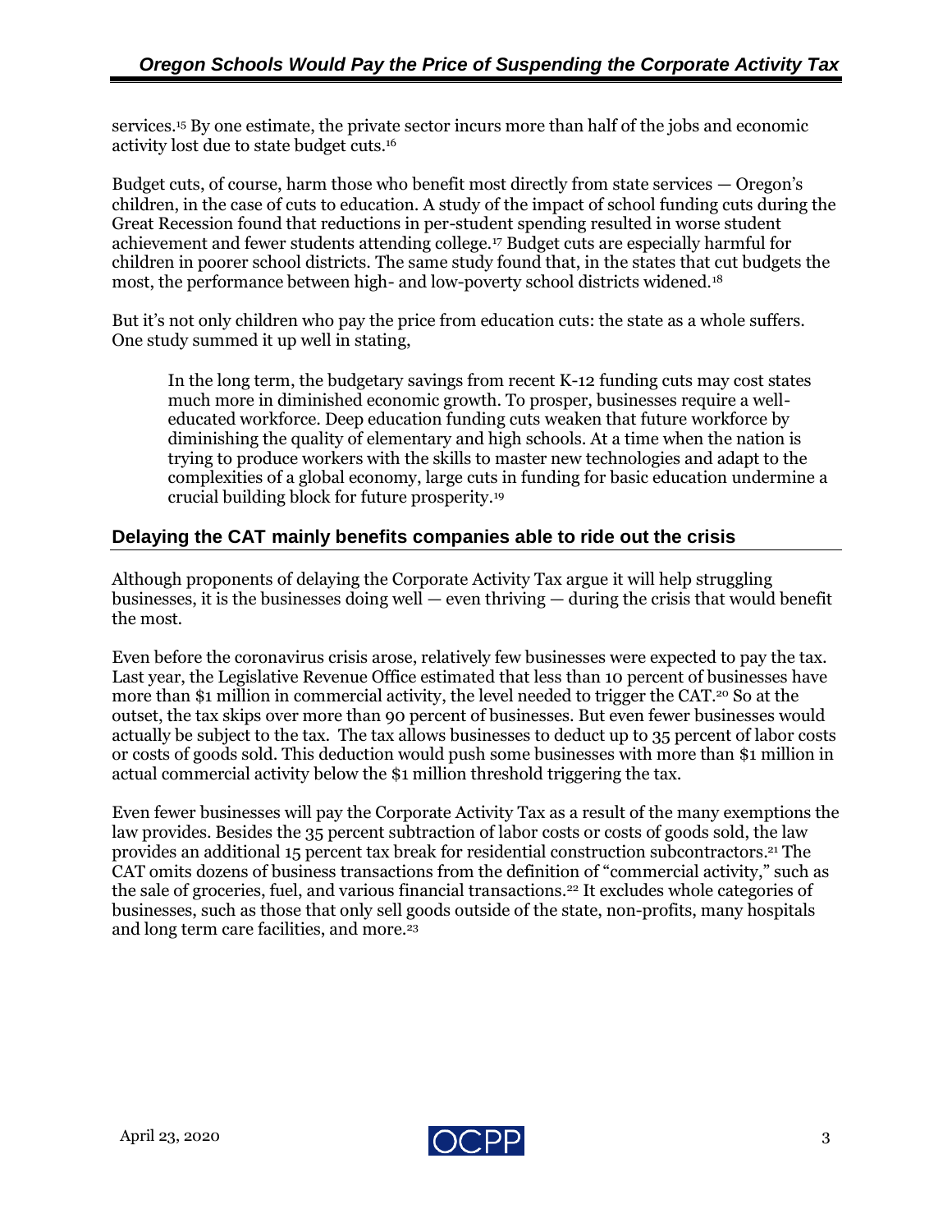services.[15] By one estimate, the private sector incurs more than half of the jobs and economic activity lost due to state budget cuts.[16]

Budget cuts, of course, harm those who benefit most directly from state services — Oregon's children, in the case of cuts to education. A study of the impact of school funding cuts during the Great Recession found that reductions in per-student spending resulted in worse student achievement and fewer students attending college.[17] Budget cuts are especially harmful for children in poorer school districts. The same study found that, in the states that cut budgets the most, the performance between high- and low-poverty school districts widened.[18]

But it's not only children who pay the price from education cuts: the state as a whole suffers. One study summed it up well in stating,

> In the long term, the budgetary savings from recent K-12 funding cuts may cost states much more in diminished economic growth. To prosper, businesses require a well-educated workforce. Deep education funding cuts weaken that future workforce by diminishing the quality of elementary and high schools. At a time when the nation is trying to produce workers with the skills to master new technologies and adapt to the complexities of a global economy, large cuts in funding for basic education undermine a crucial building block for future prosperity.[19]

## Delaying the CAT mainly benefits companies able to ride out the crisis

Although proponents of delaying the Corporate Activity Tax argue it will help struggling businesses, it is the businesses doing well — even thriving — during the crisis that would benefit the most.

Even before the coronavirus crisis arose, relatively few businesses were expected to pay the tax. Last year, the Legislative Revenue Office estimated that less than 10 percent of businesses have more than $1 million in commercial activity, the level needed to trigger the CAT.[20] So at the outset, the tax skips over more than 90 percent of businesses. But even fewer businesses would actually be subject to the tax. The tax allows businesses to deduct up to 35 percent of labor costs or costs of goods sold. This deduction would push some businesses with more than $1 million in actual commercial activity below the $1 million threshold triggering the tax.

Even fewer businesses will pay the Corporate Activity Tax as a result of the many exemptions the law provides. Besides the 35 percent subtraction of labor costs or costs of goods sold, the law provides an additional 15 percent tax break for residential construction subcontractors.[21] The CAT omits dozens of business transactions from the definition of "commercial activity," such as the sale of groceries, fuel, and various financial transactions.[22] It excludes whole categories of businesses, such as those that only sell goods outside of the state, non-profits, many hospitals and long term care facilities, and more.[23]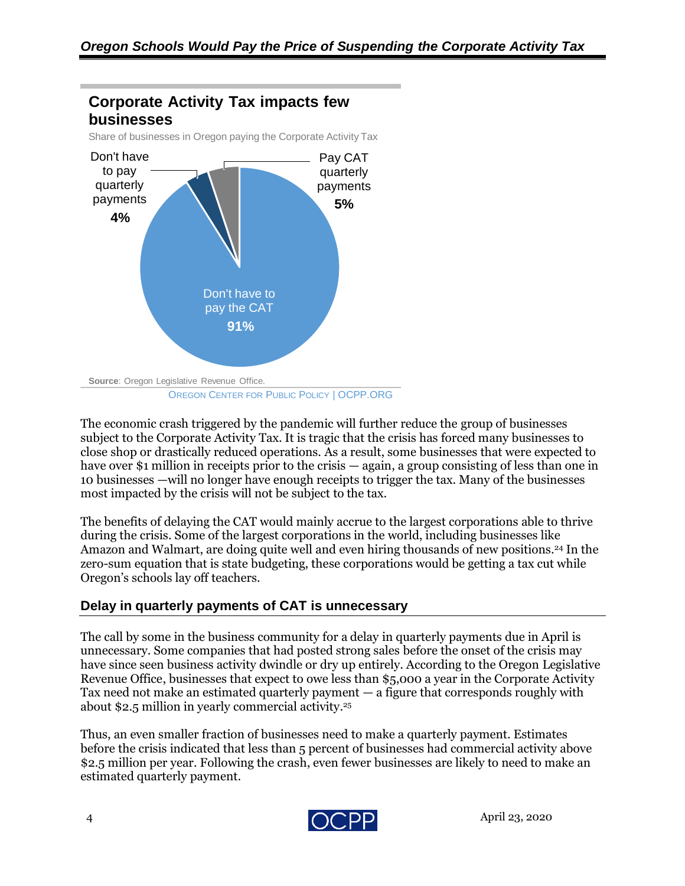**Corporate Activity Tax impacts few businesses**

Share of businesses in Oregon paying the Corporate Activity Tax

| Category | Share |
| --- | --- |
| Don't have to pay the CAT | 91% |
| Don't have to pay quarterly payments | 4% |
| Pay CAT quarterly payments | 5% |

**Source**: Oregon Legislative Revenue Office.

OREGON CENTER FOR PUBLIC POLICY | OCPP.ORG

The economic crash triggered by the pandemic will further reduce the group of businesses subject to the Corporate Activity Tax. It is tragic that the crisis has forced many businesses to close shop or drastically reduced operations. As a result, some businesses that were expected to have over $1 million in receipts prior to the crisis — again, a group consisting of less than one in 10 businesses —will no longer have enough receipts to trigger the tax. Many of the businesses most impacted by the crisis will not be subject to the tax.

The benefits of delaying the CAT would mainly accrue to the largest corporations able to thrive during the crisis. Some of the largest corporations in the world, including businesses like Amazon and Walmart, are doing quite well and even hiring thousands of new positions.[24] In the zero-sum equation that is state budgeting, these corporations would be getting a tax cut while Oregon's schools lay off teachers.

## Delay in quarterly payments of CAT is unnecessary

The call by some in the business community for a delay in quarterly payments due in April is unnecessary. Some companies that had posted strong sales before the onset of the crisis may have since seen business activity dwindle or dry up entirely. According to the Oregon Legislative Revenue Office, businesses that expect to owe less than $5,000 a year in the Corporate Activity Tax need not make an estimated quarterly payment — a figure that corresponds roughly with about $2.5 million in yearly commercial activity.[25]

Thus, an even smaller fraction of businesses need to make a quarterly payment. Estimates before the crisis indicated that less than 5 percent of businesses had commercial activity above $2.5 million per year. Following the crash, even fewer businesses are likely to need to make an estimated quarterly payment.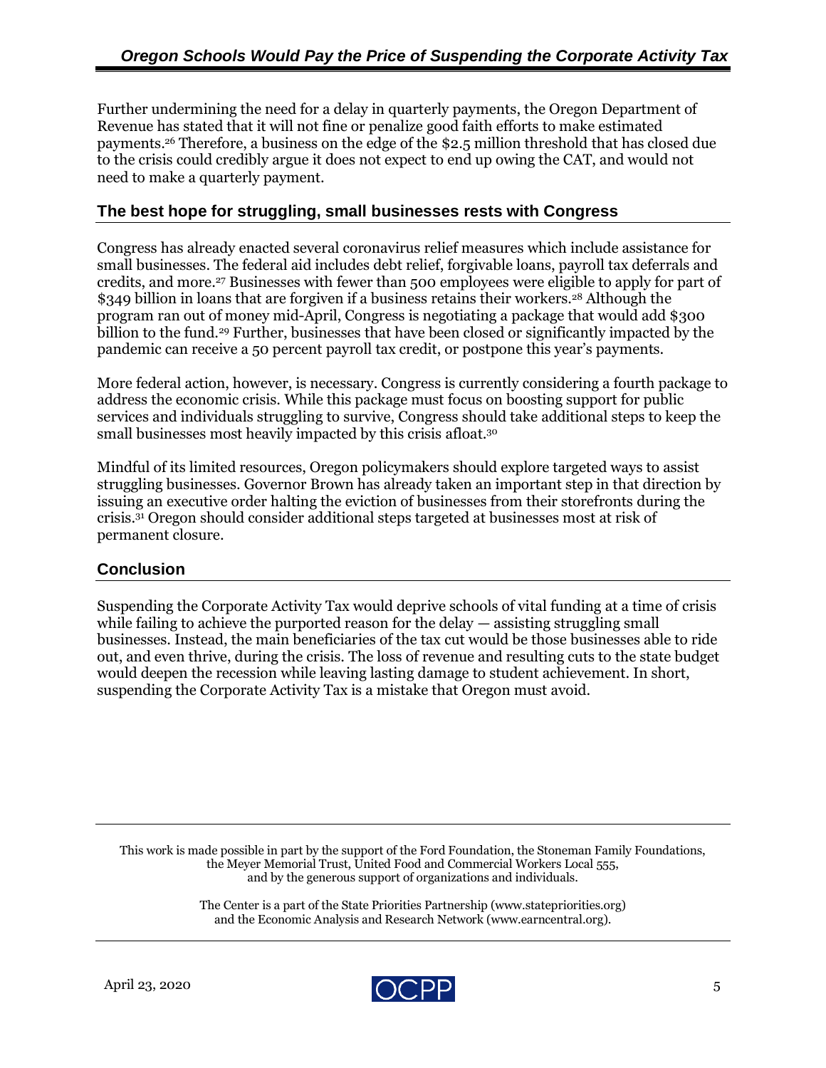Further undermining the need for a delay in quarterly payments, the Oregon Department of Revenue has stated that it will not fine or penalize good faith efforts to make estimated payments.[26] Therefore, a business on the edge of the $2.5 million threshold that has closed due to the crisis could credibly argue it does not expect to end up owing the CAT, and would not need to make a quarterly payment.

## The best hope for struggling, small businesses rests with Congress

Congress has already enacted several coronavirus relief measures which include assistance for small businesses. The federal aid includes debt relief, forgivable loans, payroll tax deferrals and credits, and more.[27] Businesses with fewer than 500 employees were eligible to apply for part of $349 billion in loans that are forgiven if a business retains their workers.[28] Although the program ran out of money mid-April, Congress is negotiating a package that would add $300 billion to the fund.[29] Further, businesses that have been closed or significantly impacted by the pandemic can receive a 50 percent payroll tax credit, or postpone this year's payments.

More federal action, however, is necessary. Congress is currently considering a fourth package to address the economic crisis. While this package must focus on boosting support for public services and individuals struggling to survive, Congress should take additional steps to keep the small businesses most heavily impacted by this crisis afloat.[30]

Mindful of its limited resources, Oregon policymakers should explore targeted ways to assist struggling businesses. Governor Brown has already taken an important step in that direction by issuing an executive order halting the eviction of businesses from their storefronts during the crisis.[31] Oregon should consider additional steps targeted at businesses most at risk of permanent closure.

## Conclusion

Suspending the Corporate Activity Tax would deprive schools of vital funding at a time of crisis while failing to achieve the purported reason for the delay — assisting struggling small businesses. Instead, the main beneficiaries of the tax cut would be those businesses able to ride out, and even thrive, during the crisis. The loss of revenue and resulting cuts to the state budget would deepen the recession while leaving lasting damage to student achievement. In short, suspending the Corporate Activity Tax is a mistake that Oregon must avoid.

---

This work is made possible in part by the support of the Ford Foundation, the Stoneman Family Foundations, the Meyer Memorial Trust, United Food and Commercial Workers Local 555, and by the generous support of organizations and individuals.

The Center is a part of the State Priorities Partnership (www.statepriorities.org) and the Economic Analysis and Research Network (www.earncentral.org).

---

April 23, 2020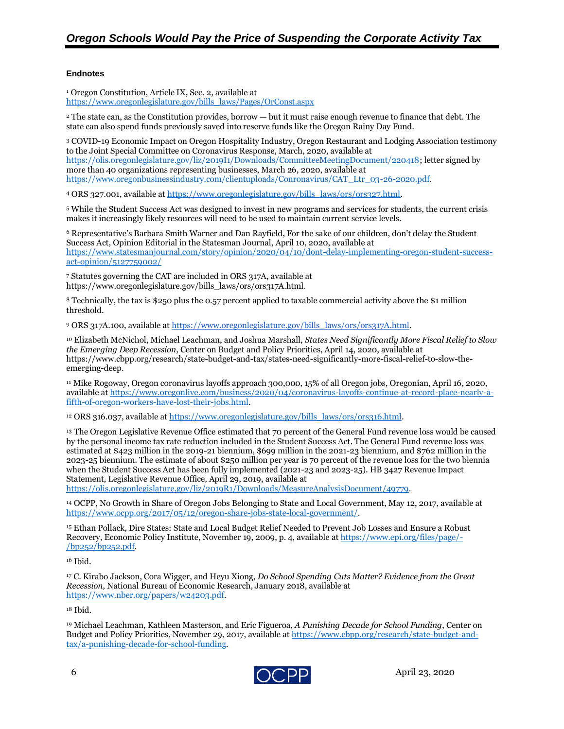### Endnotes

[1] Oregon Constitution, Article IX, Sec. 2, available at https://www.oregonlegislature.gov/bills_laws/Pages/OrConst.aspx

[2] The state can, as the Constitution provides, borrow — but it must raise enough revenue to finance that debt. The state can also spend funds previously saved into reserve funds like the Oregon Rainy Day Fund.

[3] COVID-19 Economic Impact on Oregon Hospitality Industry, Oregon Restaurant and Lodging Association testimony to the Joint Special Committee on Coronavirus Response, March, 2020, available at https://olis.oregonlegislature.gov/liz/2019I1/Downloads/CommitteeMeetingDocument/220418; letter signed by more than 40 organizations representing businesses, March 26, 2020, available at https://www.oregonbusinessindustry.com/clientuploads/Conronavirus/CAT_Ltr_03-26-2020.pdf.

[4] ORS 327.001, available at https://www.oregonlegislature.gov/bills_laws/ors/ors327.html.

[5] While the Student Success Act was designed to invest in new programs and services for students, the current crisis makes it increasingly likely resources will need to be used to maintain current service levels.

[6] Representative's Barbara Smith Warner and Dan Rayfield, For the sake of our children, don't delay the Student Success Act, Opinion Editorial in the Statesman Journal, April 10, 2020, available at https://www.statesmanjournal.com/story/opinion/2020/04/10/dont-delay-implementing-oregon-student-success-act-opinion/5127759002/

[7] Statutes governing the CAT are included in ORS 317A, available at https://www.oregonlegislature.gov/bills_laws/ors/ors317A.html.

[8] Technically, the tax is $250 plus the 0.57 percent applied to taxable commercial activity above the $1 million threshold.

[9] ORS 317A.100, available at https://www.oregonlegislature.gov/bills_laws/ors/ors317A.html.

[10] Elizabeth McNichol, Michael Leachman, and Joshua Marshall, *States Need Significantly More Fiscal Relief to Slow the Emerging Deep Recession*, Center on Budget and Policy Priorities, April 14, 2020, available at https://www.cbpp.org/research/state-budget-and-tax/states-need-significantly-more-fiscal-relief-to-slow-the-emerging-deep.

[11] Mike Rogoway, Oregon coronavirus layoffs approach 300,000, 15% of all Oregon jobs, Oregonian, April 16, 2020, available at https://www.oregonlive.com/business/2020/04/coronavirus-layoffs-continue-at-record-place-nearly-a-fifth-of-oregon-workers-have-lost-their-jobs.html.

[12] ORS 316.037, available at https://www.oregonlegislature.gov/bills_laws/ors/ors316.html.

[13] The Oregon Legislative Revenue Office estimated that 70 percent of the General Fund revenue loss would be caused by the personal income tax rate reduction included in the Student Success Act. The General Fund revenue loss was estimated at $423 million in the 2019-21 biennium, $699 million in the 2021-23 biennium, and $762 million in the 2023-25 biennium. The estimate of about $250 million per year is 70 percent of the revenue loss for the two biennia when the Student Success Act has been fully implemented (2021-23 and 2023-25). HB 3427 Revenue Impact Statement, Legislative Revenue Office, April 29, 2019, available at https://olis.oregonlegislature.gov/liz/2019R1/Downloads/MeasureAnalysisDocument/49779.

[14] OCPP, No Growth in Share of Oregon Jobs Belonging to State and Local Government, May 12, 2017, available at https://www.ocpp.org/2017/05/12/oregon-share-jobs-state-local-government/.

[15] Ethan Pollack, Dire States: State and Local Budget Relief Needed to Prevent Job Losses and Ensure a Robust Recovery, Economic Policy Institute, November 19, 2009, p. 4, available at https://www.epi.org/files/page/-/bp252/bp252.pdf.

[16] Ibid.

[17] C. Kirabo Jackson, Cora Wigger, and Heyu Xiong, *Do School Spending Cuts Matter? Evidence from the Great Recession*, National Bureau of Economic Research, January 2018, available at https://www.nber.org/papers/w24203.pdf.

[18] Ibid.

[19] Michael Leachman, Kathleen Masterson, and Eric Figueroa, *A Punishing Decade for School Funding*, Center on Budget and Policy Priorities, November 29, 2017, available at https://www.cbpp.org/research/state-budget-and-tax/a-punishing-decade-for-school-funding.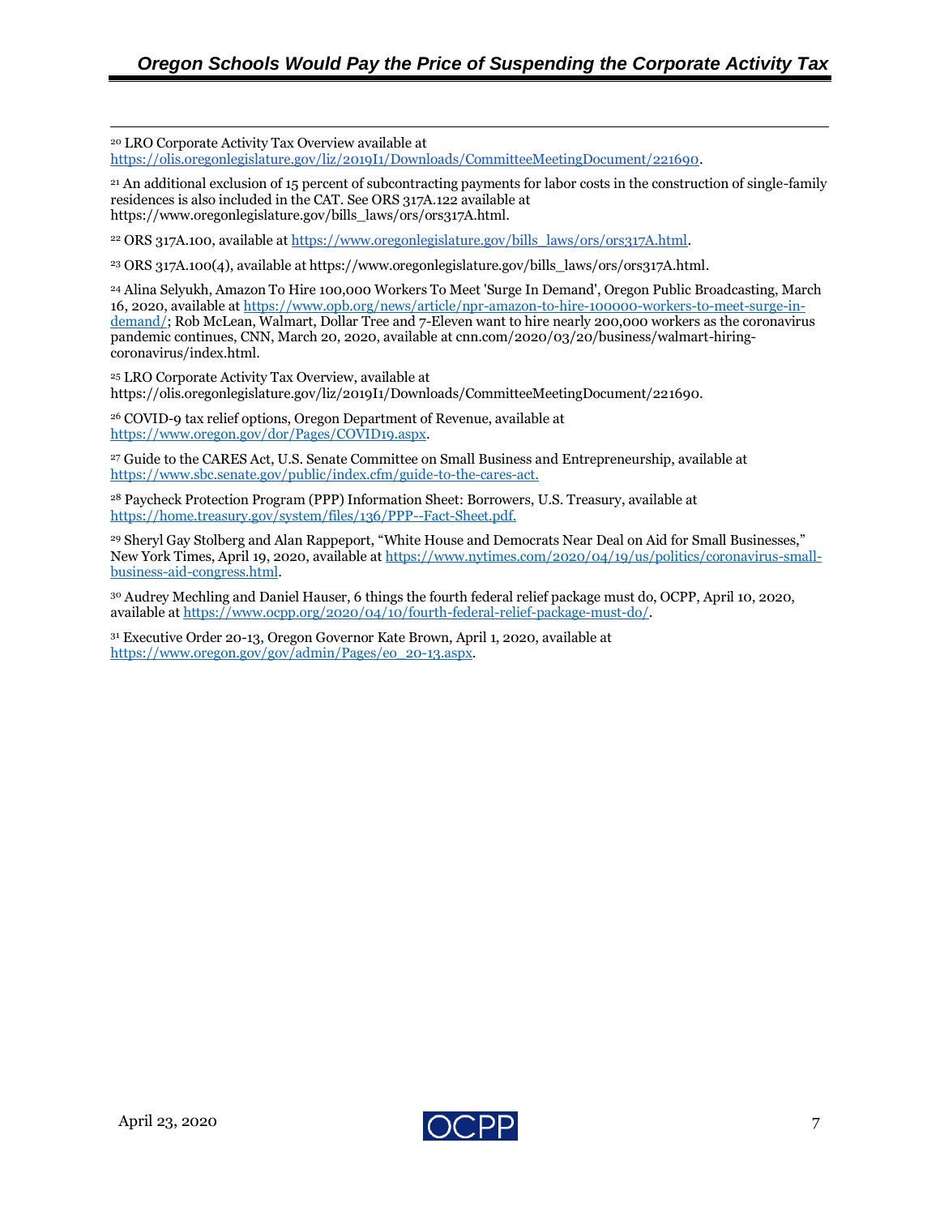[20] LRO Corporate Activity Tax Overview available at https://olis.oregonlegislature.gov/liz/2019I1/Downloads/CommitteeMeetingDocument/221690.

[21] An additional exclusion of 15 percent of subcontracting payments for labor costs in the construction of single-family residences is also included in the CAT. See ORS 317A.122 available at https://www.oregonlegislature.gov/bills_laws/ors/ors317A.html.

[22] ORS 317A.100, available at https://www.oregonlegislature.gov/bills_laws/ors/ors317A.html.

[23] ORS 317A.100(4), available at https://www.oregonlegislature.gov/bills_laws/ors/ors317A.html.

[24] Alina Selyukh, Amazon To Hire 100,000 Workers To Meet 'Surge In Demand', Oregon Public Broadcasting, March 16, 2020, available at https://www.opb.org/news/article/npr-amazon-to-hire-100000-workers-to-meet-surge-in-demand/; Rob McLean, Walmart, Dollar Tree and 7-Eleven want to hire nearly 200,000 workers as the coronavirus pandemic continues, CNN, March 20, 2020, available at cnn.com/2020/03/20/business/walmart-hiring-coronavirus/index.html.

[25] LRO Corporate Activity Tax Overview, available at https://olis.oregonlegislature.gov/liz/2019I1/Downloads/CommitteeMeetingDocument/221690.

[26] COVID-9 tax relief options, Oregon Department of Revenue, available at https://www.oregon.gov/dor/Pages/COVID19.aspx.

[27] Guide to the CARES Act, U.S. Senate Committee on Small Business and Entrepreneurship, available at https://www.sbc.senate.gov/public/index.cfm/guide-to-the-cares-act.

[28] Paycheck Protection Program (PPP) Information Sheet: Borrowers, U.S. Treasury, available at https://home.treasury.gov/system/files/136/PPP--Fact-Sheet.pdf.

[29] Sheryl Gay Stolberg and Alan Rappeport, "White House and Democrats Near Deal on Aid for Small Businesses," New York Times, April 19, 2020, available at https://www.nytimes.com/2020/04/19/us/politics/coronavirus-small-business-aid-congress.html.

[30] Audrey Mechling and Daniel Hauser, 6 things the fourth federal relief package must do, OCPP, April 10, 2020, available at https://www.ocpp.org/2020/04/10/fourth-federal-relief-package-must-do/.

[31] Executive Order 20-13, Oregon Governor Kate Brown, April 1, 2020, available at https://www.oregon.gov/gov/admin/Pages/eo_20-13.aspx.